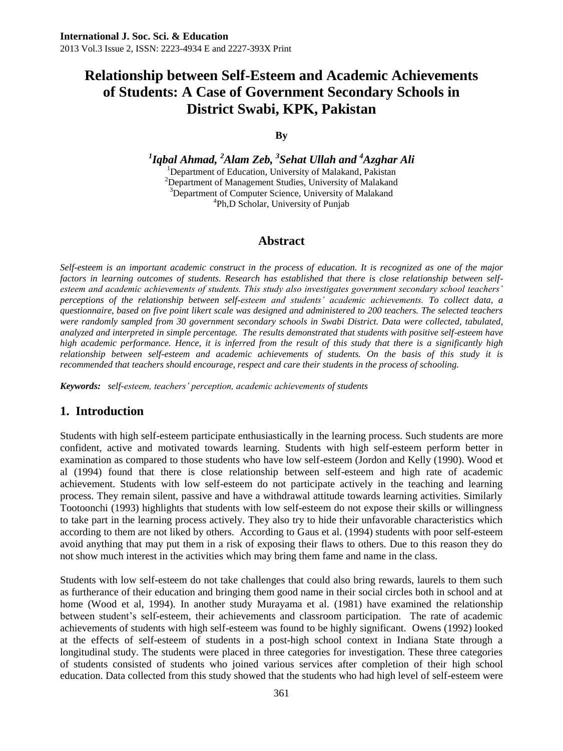# Relationship between Self-Esteem and Academic Achievements of Students: A Case of Government Secondary Schools in District Swabi, KPK, Pakistan

**By**

***[1]Iqbal Ahmad, [2]Alam Zeb, [3]Sehat Ullah and [4]Azghar Ali***

[1]Department of Education, University of Malakand, Pakistan
[2]Department of Management Studies, University of Malakand
[3]Department of Computer Science, University of Malakand
[4]Ph,D Scholar, University of Punjab

## Abstract

*Self-esteem is an important academic construct in the process of education. It is recognized as one of the major factors in learning outcomes of students. Research has established that there is close relationship between self-esteem and academic achievements of students. This study also investigates government secondary school teachers' perceptions of the relationship between self-esteem and students' academic achievements. To collect data, a questionnaire, based on five point likert scale was designed and administered to 200 teachers. The selected teachers were randomly sampled from 30 government secondary schools in Swabi District. Data were collected, tabulated, analyzed and interpreted in simple percentage. The results demonstrated that students with positive self-esteem have high academic performance. Hence, it is inferred from the result of this study that there is a significantly high relationship between self-esteem and academic achievements of students. On the basis of this study it is recommended that teachers should encourage, respect and care their students in the process of schooling.*

***Keywords:*** *self-esteem, teachers' perception, academic achievements of students*

## 1. Introduction

Students with high self-esteem participate enthusiastically in the learning process. Such students are more confident, active and motivated towards learning. Students with high self-esteem perform better in examination as compared to those students who have low self-esteem (Jordon and Kelly (1990). Wood et al (1994) found that there is close relationship between self-esteem and high rate of academic achievement. Students with low self-esteem do not participate actively in the teaching and learning process. They remain silent, passive and have a withdrawal attitude towards learning activities. Similarly Tootoonchi (1993) highlights that students with low self-esteem do not expose their skills or willingness to take part in the learning process actively. They also try to hide their unfavorable characteristics which according to them are not liked by others. According to Gaus et al. (1994) students with poor self-esteem avoid anything that may put them in a risk of exposing their flaws to others. Due to this reason they do not show much interest in the activities which may bring them fame and name in the class.

Students with low self-esteem do not take challenges that could also bring rewards, laurels to them such as furtherance of their education and bringing them good name in their social circles both in school and at home (Wood et al, 1994). In another study Murayama et al. (1981) have examined the relationship between student's self-esteem, their achievements and classroom participation. The rate of academic achievements of students with high self-esteem was found to be highly significant. Owens (1992) looked at the effects of self-esteem of students in a post-high school context in Indiana State through a longitudinal study. The students were placed in three categories for investigation. These three categories of students consisted of students who joined various services after completion of their high school education. Data collected from this study showed that the students who had high level of self-esteem were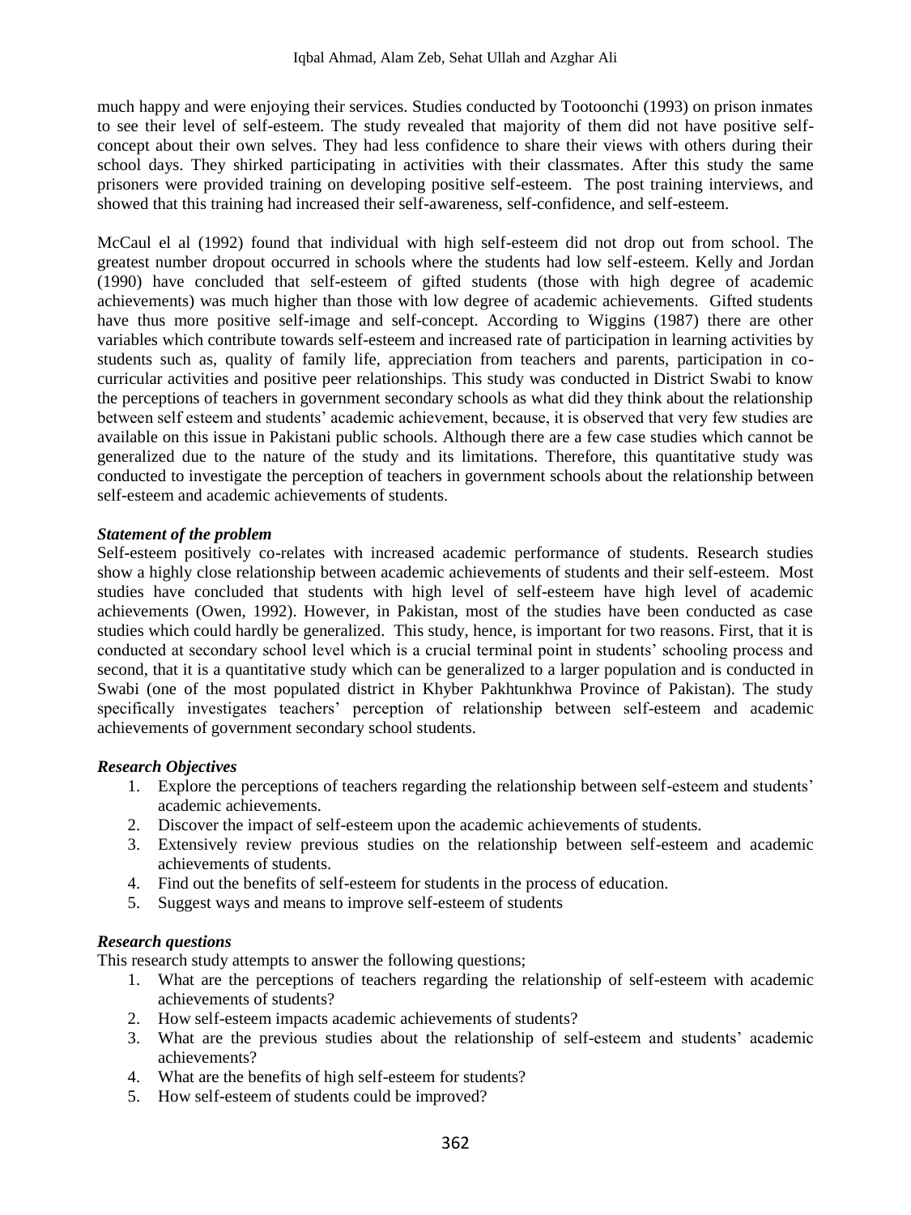much happy and were enjoying their services. Studies conducted by Tootoonchi (1993) on prison inmates to see their level of self-esteem. The study revealed that majority of them did not have positive self-concept about their own selves. They had less confidence to share their views with others during their school days. They shirked participating in activities with their classmates. After this study the same prisoners were provided training on developing positive self-esteem. The post training interviews, and showed that this training had increased their self-awareness, self-confidence, and self-esteem.

McCaul el al (1992) found that individual with high self-esteem did not drop out from school. The greatest number dropout occurred in schools where the students had low self-esteem. Kelly and Jordan (1990) have concluded that self-esteem of gifted students (those with high degree of academic achievements) was much higher than those with low degree of academic achievements. Gifted students have thus more positive self-image and self-concept. According to Wiggins (1987) there are other variables which contribute towards self-esteem and increased rate of participation in learning activities by students such as, quality of family life, appreciation from teachers and parents, participation in co-curricular activities and positive peer relationships. This study was conducted in District Swabi to know the perceptions of teachers in government secondary schools as what did they think about the relationship between self esteem and students' academic achievement, because, it is observed that very few studies are available on this issue in Pakistani public schools. Although there are a few case studies which cannot be generalized due to the nature of the study and its limitations. Therefore, this quantitative study was conducted to investigate the perception of teachers in government schools about the relationship between self-esteem and academic achievements of students.

### *Statement of the problem*

Self-esteem positively co-relates with increased academic performance of students. Research studies show a highly close relationship between academic achievements of students and their self-esteem. Most studies have concluded that students with high level of self-esteem have high level of academic achievements (Owen, 1992). However, in Pakistan, most of the studies have been conducted as case studies which could hardly be generalized. This study, hence, is important for two reasons. First, that it is conducted at secondary school level which is a crucial terminal point in students' schooling process and second, that it is a quantitative study which can be generalized to a larger population and is conducted in Swabi (one of the most populated district in Khyber Pakhtunkhwa Province of Pakistan). The study specifically investigates teachers' perception of relationship between self-esteem and academic achievements of government secondary school students.

### *Research Objectives*

1. Explore the perceptions of teachers regarding the relationship between self-esteem and students' academic achievements.
2. Discover the impact of self-esteem upon the academic achievements of students.
3. Extensively review previous studies on the relationship between self-esteem and academic achievements of students.
4. Find out the benefits of self-esteem for students in the process of education.
5. Suggest ways and means to improve self-esteem of students

### *Research questions*

This research study attempts to answer the following questions;

1. What are the perceptions of teachers regarding the relationship of self-esteem with academic achievements of students?
2. How self-esteem impacts academic achievements of students?
3. What are the previous studies about the relationship of self-esteem and students' academic achievements?
4. What are the benefits of high self-esteem for students?
5. How self-esteem of students could be improved?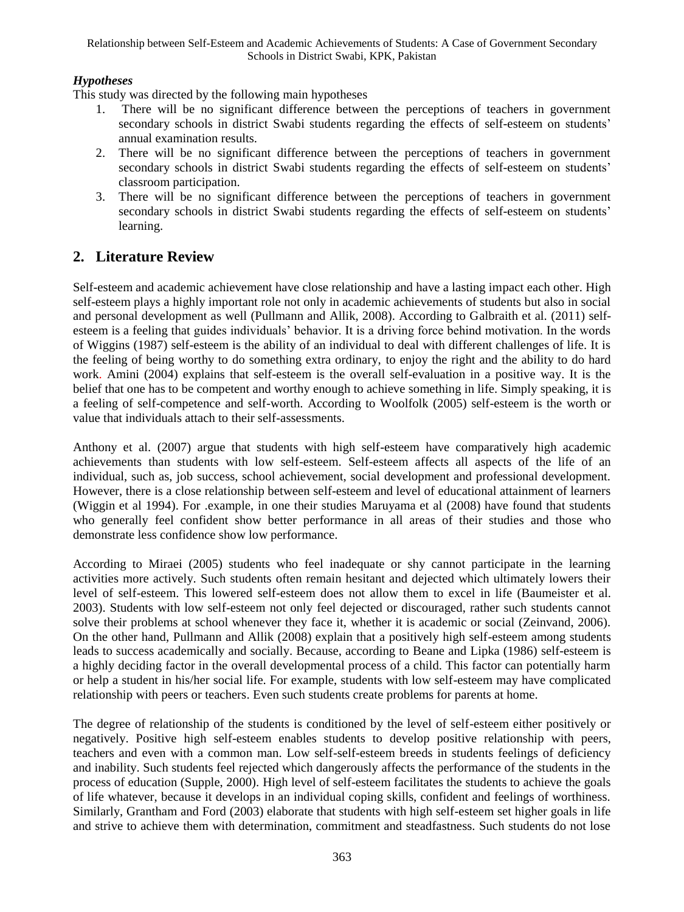### *Hypotheses*

This study was directed by the following main hypotheses

1. There will be no significant difference between the perceptions of teachers in government secondary schools in district Swabi students regarding the effects of self-esteem on students' annual examination results.
2. There will be no significant difference between the perceptions of teachers in government secondary schools in district Swabi students regarding the effects of self-esteem on students' classroom participation.
3. There will be no significant difference between the perceptions of teachers in government secondary schools in district Swabi students regarding the effects of self-esteem on students' learning.

## 2. Literature Review

Self-esteem and academic achievement have close relationship and have a lasting impact each other. High self-esteem plays a highly important role not only in academic achievements of students but also in social and personal development as well (Pullmann and Allik, 2008). According to Galbraith et al. (2011) self-esteem is a feeling that guides individuals' behavior. It is a driving force behind motivation. In the words of Wiggins (1987) self-esteem is the ability of an individual to deal with different challenges of life. It is the feeling of being worthy to do something extra ordinary, to enjoy the right and the ability to do hard work. Amini (2004) explains that self-esteem is the overall self-evaluation in a positive way. It is the belief that one has to be competent and worthy enough to achieve something in life. Simply speaking, it is a feeling of self-competence and self-worth. According to Woolfolk (2005) self-esteem is the worth or value that individuals attach to their self-assessments.

Anthony et al. (2007) argue that students with high self-esteem have comparatively high academic achievements than students with low self-esteem. Self-esteem affects all aspects of the life of an individual, such as, job success, school achievement, social development and professional development. However, there is a close relationship between self-esteem and level of educational attainment of learners (Wiggin et al 1994). For .example, in one their studies Maruyama et al (2008) have found that students who generally feel confident show better performance in all areas of their studies and those who demonstrate less confidence show low performance.

According to Miraei (2005) students who feel inadequate or shy cannot participate in the learning activities more actively. Such students often remain hesitant and dejected which ultimately lowers their level of self-esteem. This lowered self-esteem does not allow them to excel in life (Baumeister et al. 2003). Students with low self-esteem not only feel dejected or discouraged, rather such students cannot solve their problems at school whenever they face it, whether it is academic or social (Zeinvand, 2006). On the other hand, Pullmann and Allik (2008) explain that a positively high self-esteem among students leads to success academically and socially. Because, according to Beane and Lipka (1986) self-esteem is a highly deciding factor in the overall developmental process of a child. This factor can potentially harm or help a student in his/her social life. For example, students with low self-esteem may have complicated relationship with peers or teachers. Even such students create problems for parents at home.

The degree of relationship of the students is conditioned by the level of self-esteem either positively or negatively. Positive high self-esteem enables students to develop positive relationship with peers, teachers and even with a common man. Low self-self-esteem breeds in students feelings of deficiency and inability. Such students feel rejected which dangerously affects the performance of the students in the process of education (Supple, 2000). High level of self-esteem facilitates the students to achieve the goals of life whatever, because it develops in an individual coping skills, confident and feelings of worthiness. Similarly, Grantham and Ford (2003) elaborate that students with high self-esteem set higher goals in life and strive to achieve them with determination, commitment and steadfastness. Such students do not lose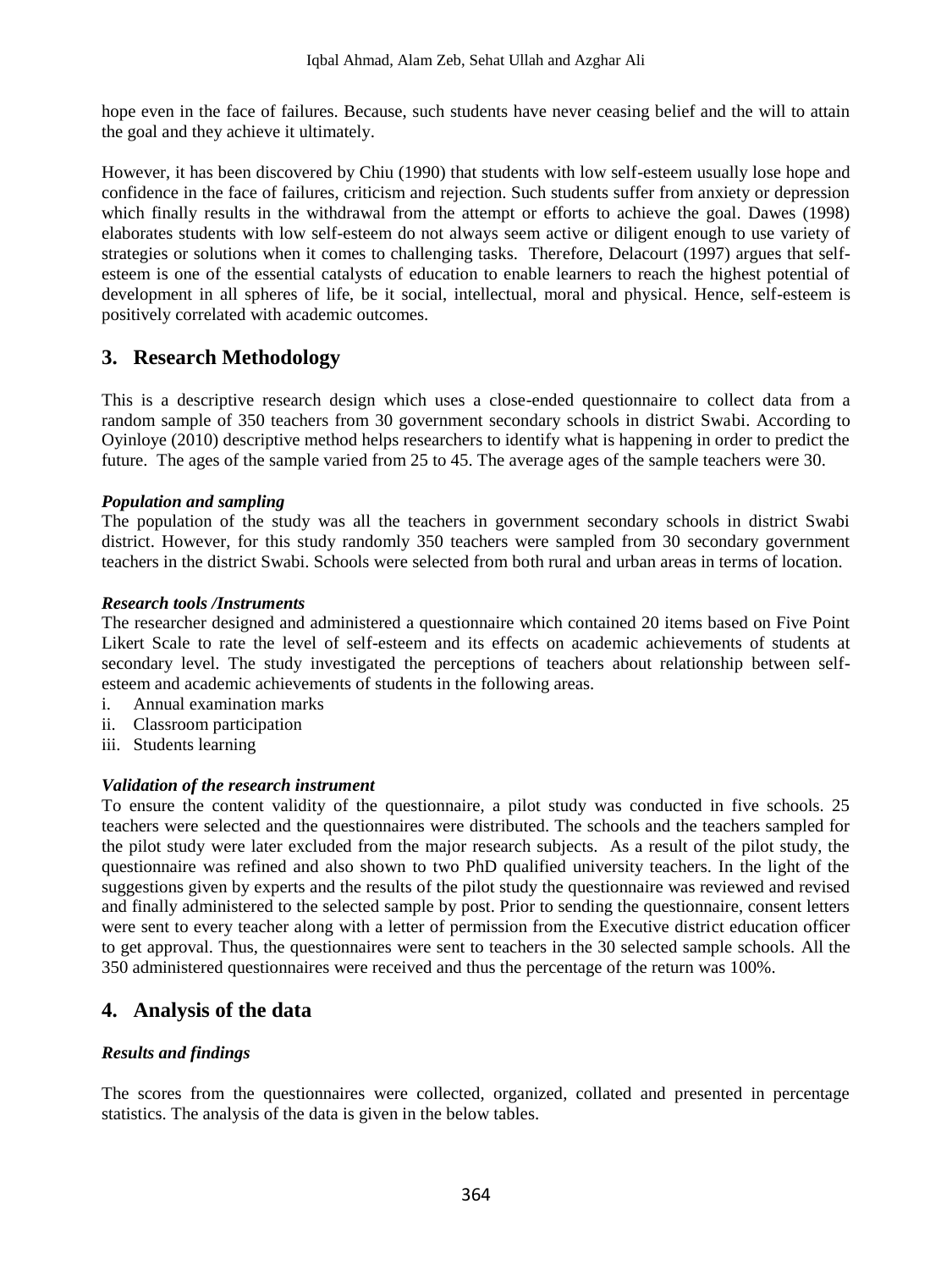hope even in the face of failures. Because, such students have never ceasing belief and the will to attain the goal and they achieve it ultimately.

However, it has been discovered by Chiu (1990) that students with low self-esteem usually lose hope and confidence in the face of failures, criticism and rejection. Such students suffer from anxiety or depression which finally results in the withdrawal from the attempt or efforts to achieve the goal. Dawes (1998) elaborates students with low self-esteem do not always seem active or diligent enough to use variety of strategies or solutions when it comes to challenging tasks. Therefore, Delacourt (1997) argues that self-esteem is one of the essential catalysts of education to enable learners to reach the highest potential of development in all spheres of life, be it social, intellectual, moral and physical. Hence, self-esteem is positively correlated with academic outcomes.

## 3. Research Methodology

This is a descriptive research design which uses a close-ended questionnaire to collect data from a random sample of 350 teachers from 30 government secondary schools in district Swabi. According to Oyinloye (2010) descriptive method helps researchers to identify what is happening in order to predict the future. The ages of the sample varied from 25 to 45. The average ages of the sample teachers were 30.

***Population and sampling***

The population of the study was all the teachers in government secondary schools in district Swabi district. However, for this study randomly 350 teachers were sampled from 30 secondary government teachers in the district Swabi. Schools were selected from both rural and urban areas in terms of location.

***Research tools /Instruments***

The researcher designed and administered a questionnaire which contained 20 items based on Five Point Likert Scale to rate the level of self-esteem and its effects on academic achievements of students at secondary level. The study investigated the perceptions of teachers about relationship between self-esteem and academic achievements of students in the following areas.

i. Annual examination marks
ii. Classroom participation
iii. Students learning

***Validation of the research instrument***

To ensure the content validity of the questionnaire, a pilot study was conducted in five schools. 25 teachers were selected and the questionnaires were distributed. The schools and the teachers sampled for the pilot study were later excluded from the major research subjects. As a result of the pilot study, the questionnaire was refined and also shown to two PhD qualified university teachers. In the light of the suggestions given by experts and the results of the pilot study the questionnaire was reviewed and revised and finally administered to the selected sample by post. Prior to sending the questionnaire, consent letters were sent to every teacher along with a letter of permission from the Executive district education officer to get approval. Thus, the questionnaires were sent to teachers in the 30 selected sample schools. All the 350 administered questionnaires were received and thus the percentage of the return was 100%.

## 4. Analysis of the data

***Results and findings***

The scores from the questionnaires were collected, organized, collated and presented in percentage statistics. The analysis of the data is given in the below tables.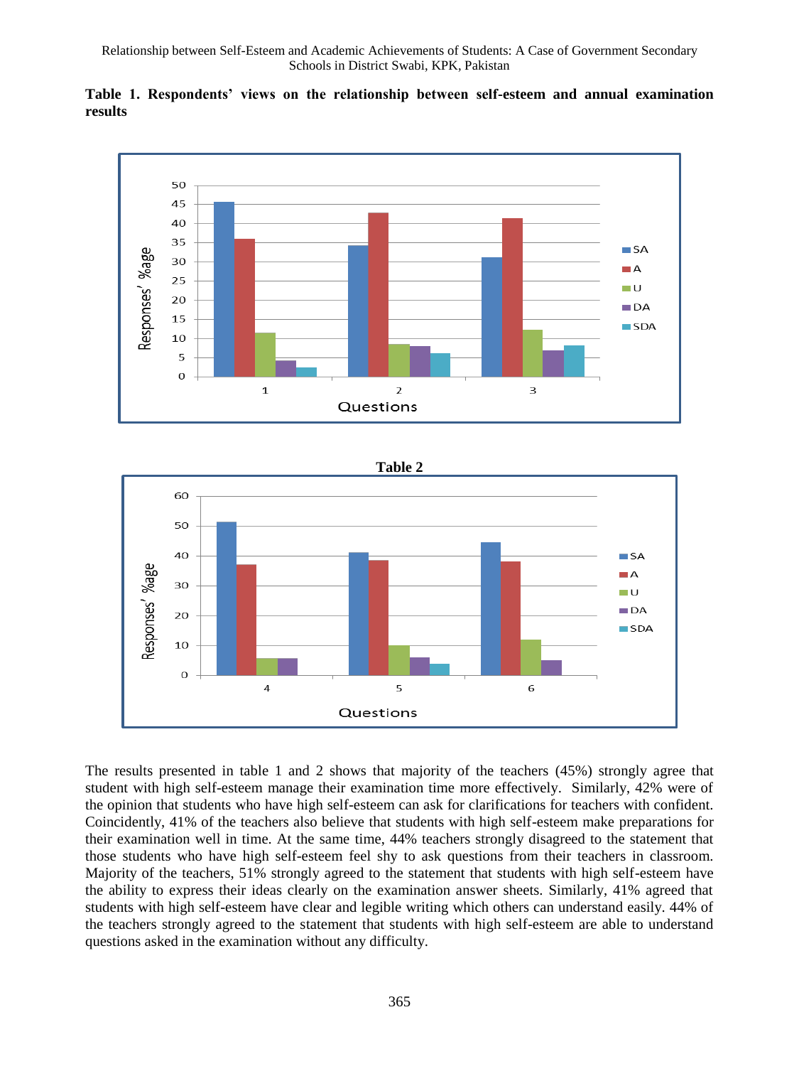**Table 1. Respondents' views on the relationship between self-esteem and annual examination results**

**Table 2**

The results presented in table 1 and 2 shows that majority of the teachers (45%) strongly agree that student with high self-esteem manage their examination time more effectively. Similarly, 42% were of the opinion that students who have high self-esteem can ask for clarifications for teachers with confident. Coincidently, 41% of the teachers also believe that students with high self-esteem make preparations for their examination well in time. At the same time, 44% teachers strongly disagreed to the statement that those students who have high self-esteem feel shy to ask questions from their teachers in classroom. Majority of the teachers, 51% strongly agreed to the statement that students with high self-esteem have the ability to express their ideas clearly on the examination answer sheets. Similarly, 41% agreed that students with high self-esteem have clear and legible writing which others can understand easily. 44% of the teachers strongly agreed to the statement that students with high self-esteem are able to understand questions asked in the examination without any difficulty.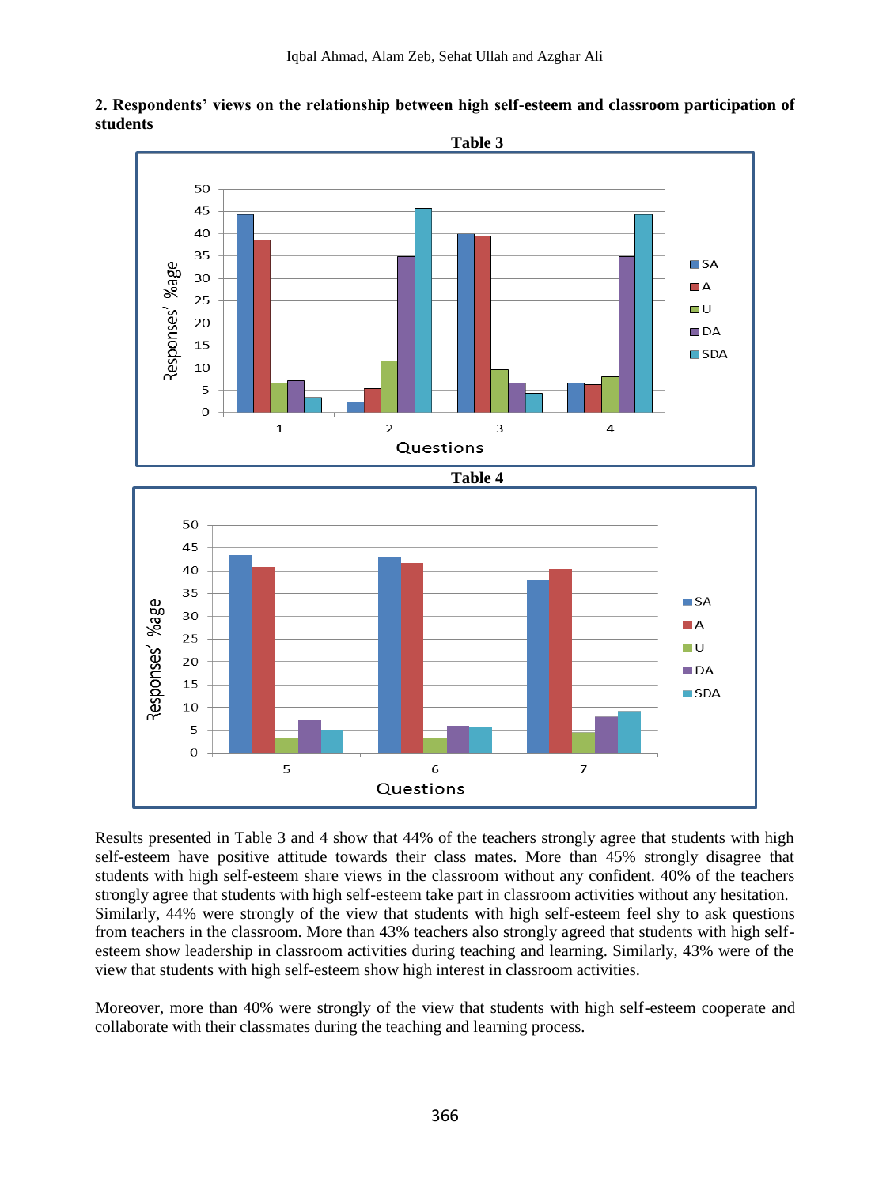**2. Respondents' views on the relationship between high self-esteem and classroom participation of students**

**Table 3**

**Table 4**

Results presented in Table 3 and 4 show that 44% of the teachers strongly agree that students with high self-esteem have positive attitude towards their class mates. More than 45% strongly disagree that students with high self-esteem share views in the classroom without any confident. 40% of the teachers strongly agree that students with high self-esteem take part in classroom activities without any hesitation. Similarly, 44% were strongly of the view that students with high self-esteem feel shy to ask questions from teachers in the classroom. More than 43% teachers also strongly agreed that students with high self-esteem show leadership in classroom activities during teaching and learning. Similarly, 43% were of the view that students with high self-esteem show high interest in classroom activities.

Moreover, more than 40% were strongly of the view that students with high self-esteem cooperate and collaborate with their classmates during the teaching and learning process.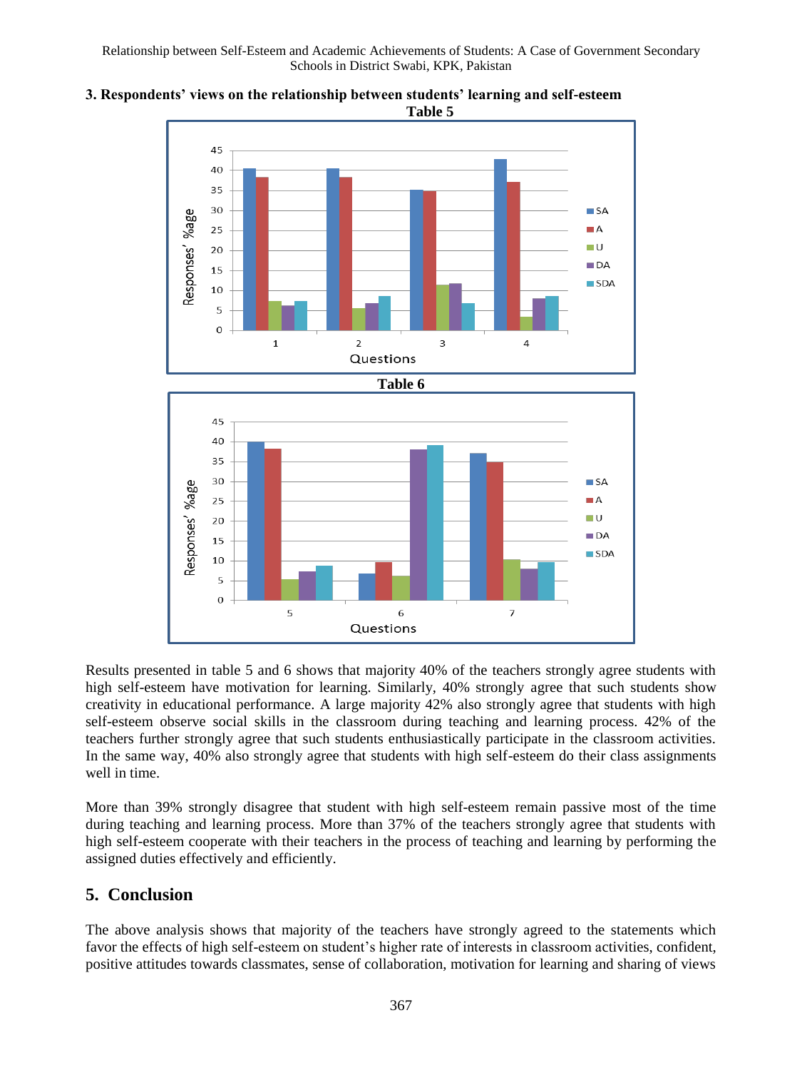### 3. Respondents' views on the relationship between students' learning and self-esteem

**Table 5**

**Table 6**

Results presented in table 5 and 6 shows that majority 40% of the teachers strongly agree students with high self-esteem have motivation for learning. Similarly, 40% strongly agree that such students show creativity in educational performance. A large majority 42% also strongly agree that students with high self-esteem observe social skills in the classroom during teaching and learning process. 42% of the teachers further strongly agree that such students enthusiastically participate in the classroom activities. In the same way, 40% also strongly agree that students with high self-esteem do their class assignments well in time.

More than 39% strongly disagree that student with high self-esteem remain passive most of the time during teaching and learning process. More than 37% of the teachers strongly agree that students with high self-esteem cooperate with their teachers in the process of teaching and learning by performing the assigned duties effectively and efficiently.

## 5. Conclusion

The above analysis shows that majority of the teachers have strongly agreed to the statements which favor the effects of high self-esteem on student's higher rate of interests in classroom activities, confident, positive attitudes towards classmates, sense of collaboration, motivation for learning and sharing of views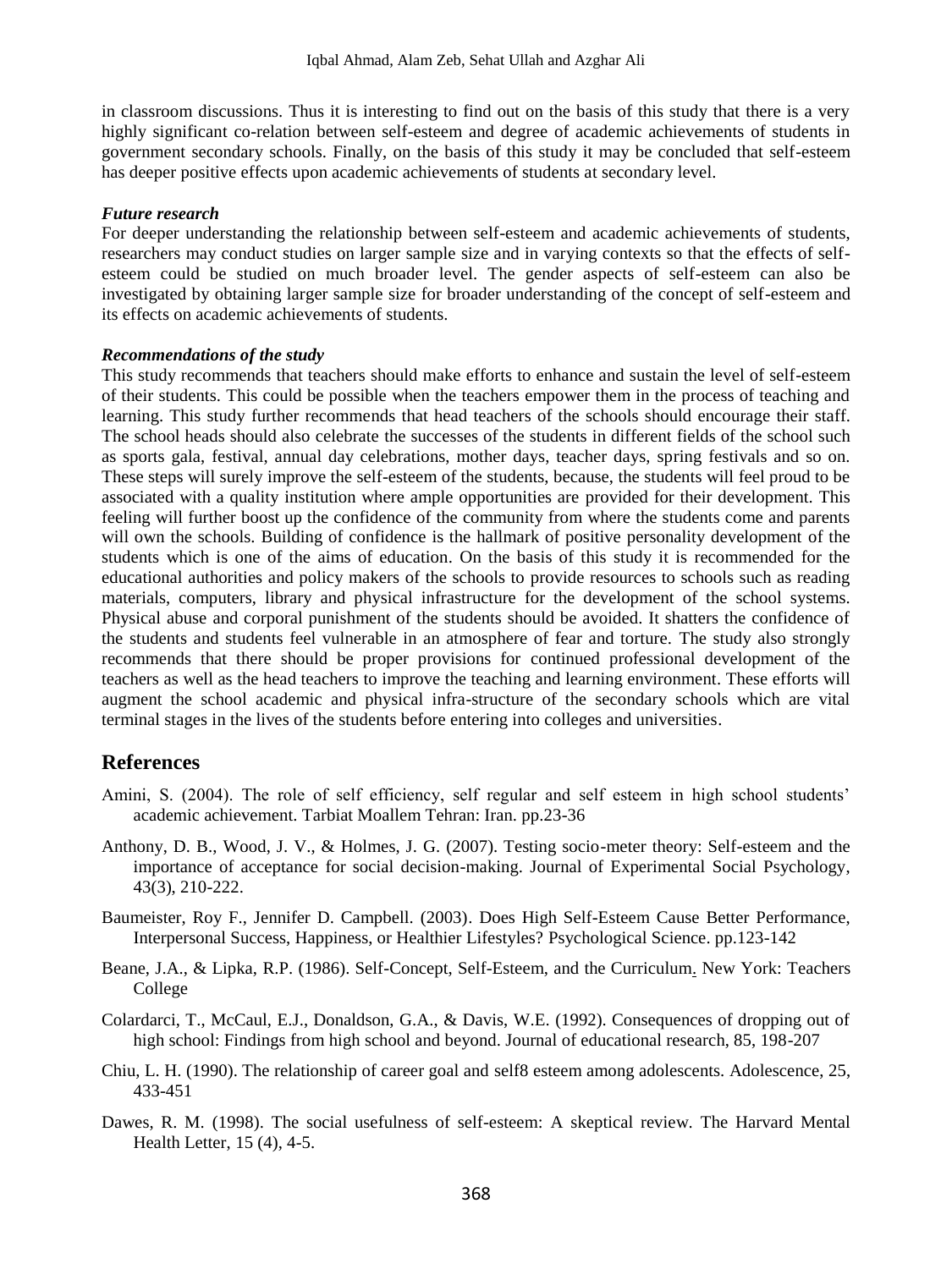in classroom discussions. Thus it is interesting to find out on the basis of this study that there is a very highly significant co-relation between self-esteem and degree of academic achievements of students in government secondary schools. Finally, on the basis of this study it may be concluded that self-esteem has deeper positive effects upon academic achievements of students at secondary level.

***Future research***

For deeper understanding the relationship between self-esteem and academic achievements of students, researchers may conduct studies on larger sample size and in varying contexts so that the effects of self-esteem could be studied on much broader level. The gender aspects of self-esteem can also be investigated by obtaining larger sample size for broader understanding of the concept of self-esteem and its effects on academic achievements of students.

***Recommendations of the study***

This study recommends that teachers should make efforts to enhance and sustain the level of self-esteem of their students. This could be possible when the teachers empower them in the process of teaching and learning. This study further recommends that head teachers of the schools should encourage their staff. The school heads should also celebrate the successes of the students in different fields of the school such as sports gala, festival, annual day celebrations, mother days, teacher days, spring festivals and so on. These steps will surely improve the self-esteem of the students, because, the students will feel proud to be associated with a quality institution where ample opportunities are provided for their development. This feeling will further boost up the confidence of the community from where the students come and parents will own the schools. Building of confidence is the hallmark of positive personality development of the students which is one of the aims of education. On the basis of this study it is recommended for the educational authorities and policy makers of the schools to provide resources to schools such as reading materials, computers, library and physical infrastructure for the development of the school systems. Physical abuse and corporal punishment of the students should be avoided. It shatters the confidence of the students and students feel vulnerable in an atmosphere of fear and torture. The study also strongly recommends that there should be proper provisions for continued professional development of the teachers as well as the head teachers to improve the teaching and learning environment. These efforts will augment the school academic and physical infra-structure of the secondary schools which are vital terminal stages in the lives of the students before entering into colleges and universities.

## References

Amini, S. (2004). The role of self efficiency, self regular and self esteem in high school students' academic achievement. Tarbiat Moallem Tehran: Iran. pp.23-36

Anthony, D. B., Wood, J. V., & Holmes, J. G. (2007). Testing socio-meter theory: Self-esteem and the importance of acceptance for social decision-making. Journal of Experimental Social Psychology, 43(3), 210-222.

Baumeister, Roy F., Jennifer D. Campbell. (2003). Does High Self-Esteem Cause Better Performance, Interpersonal Success, Happiness, or Healthier Lifestyles? Psychological Science. pp.123-142

Beane, J.A., & Lipka, R.P. (1986). Self-Concept, Self-Esteem, and the Curriculum. New York: Teachers College

Colardarci, T., McCaul, E.J., Donaldson, G.A., & Davis, W.E. (1992). Consequences of dropping out of high school: Findings from high school and beyond. Journal of educational research, 85, 198-207

Chiu, L. H. (1990). The relationship of career goal and self8 esteem among adolescents. Adolescence, 25, 433-451

Dawes, R. M. (1998). The social usefulness of self-esteem: A skeptical review. The Harvard Mental Health Letter, 15 (4), 4-5.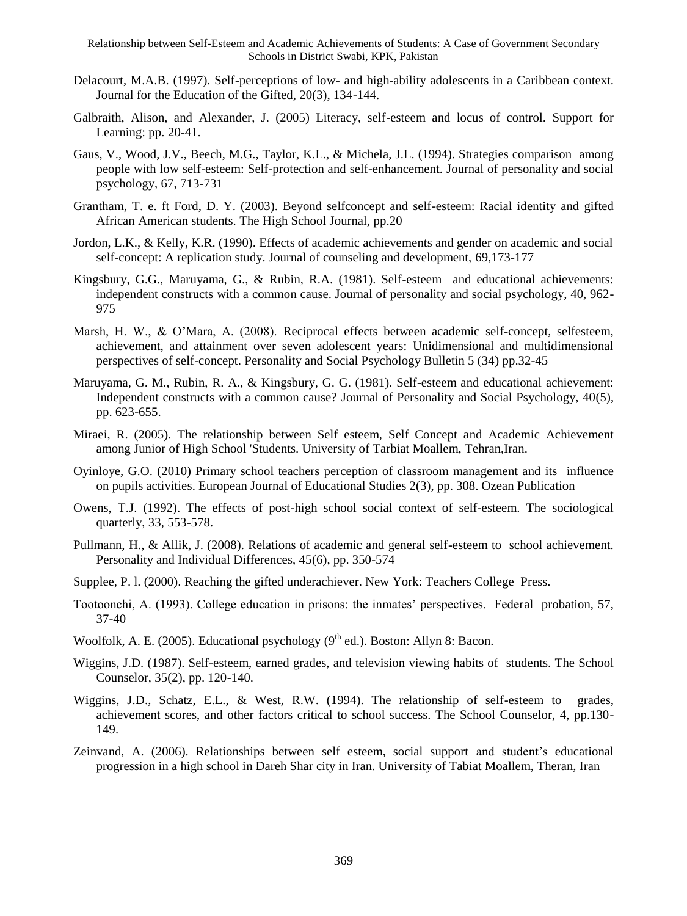Delacourt, M.A.B. (1997). Self-perceptions of low- and high-ability adolescents in a Caribbean context. Journal for the Education of the Gifted, 20(3), 134-144.

Galbraith, Alison, and Alexander, J. (2005) Literacy, self-esteem and locus of control. Support for Learning: pp. 20-41.

Gaus, V., Wood, J.V., Beech, M.G., Taylor, K.L., & Michela, J.L. (1994). Strategies comparison among people with low self-esteem: Self-protection and self-enhancement. Journal of personality and social psychology, 67, 713-731

Grantham, T. e. ft Ford, D. Y. (2003). Beyond selfconcept and self-esteem: Racial identity and gifted African American students. The High School Journal, pp.20

Jordon, L.K., & Kelly, K.R. (1990). Effects of academic achievements and gender on academic and social self-concept: A replication study. Journal of counseling and development, 69,173-177

Kingsbury, G.G., Maruyama, G., & Rubin, R.A. (1981). Self-esteem and educational achievements: independent constructs with a common cause. Journal of personality and social psychology, 40, 962-975

Marsh, H. W., & O'Mara, A. (2008). Reciprocal effects between academic self-concept, selfesteem, achievement, and attainment over seven adolescent years: Unidimensional and multidimensional perspectives of self-concept. Personality and Social Psychology Bulletin 5 (34) pp.32-45

Maruyama, G. M., Rubin, R. A., & Kingsbury, G. G. (1981). Self-esteem and educational achievement: Independent constructs with a common cause? Journal of Personality and Social Psychology, 40(5), pp. 623-655.

Miraei, R. (2005). The relationship between Self esteem, Self Concept and Academic Achievement among Junior of High School 'Students. University of Tarbiat Moallem, Tehran,Iran.

Oyinloye, G.O. (2010) Primary school teachers perception of classroom management and its influence on pupils activities. European Journal of Educational Studies 2(3), pp. 308. Ozean Publication

Owens, T.J. (1992). The effects of post-high school social context of self-esteem. The sociological quarterly, 33, 553-578.

Pullmann, H., & Allik, J. (2008). Relations of academic and general self-esteem to school achievement. Personality and Individual Differences, 45(6), pp. 350-574

Supplee, P. l. (2000). Reaching the gifted underachiever. New York: Teachers College Press.

Tootoonchi, A. (1993). College education in prisons: the inmates' perspectives. Federal probation, 57, 37-40

Woolfolk, A. E. (2005). Educational psychology (9th ed.). Boston: Allyn 8: Bacon.

Wiggins, J.D. (1987). Self-esteem, earned grades, and television viewing habits of students. The School Counselor, 35(2), pp. 120-140.

Wiggins, J.D., Schatz, E.L., & West, R.W. (1994). The relationship of self-esteem to grades, achievement scores, and other factors critical to school success. The School Counselor, 4, pp.130-149.

Zeinvand, A. (2006). Relationships between self esteem, social support and student's educational progression in a high school in Dareh Shar city in Iran. University of Tabiat Moallem, Theran, Iran